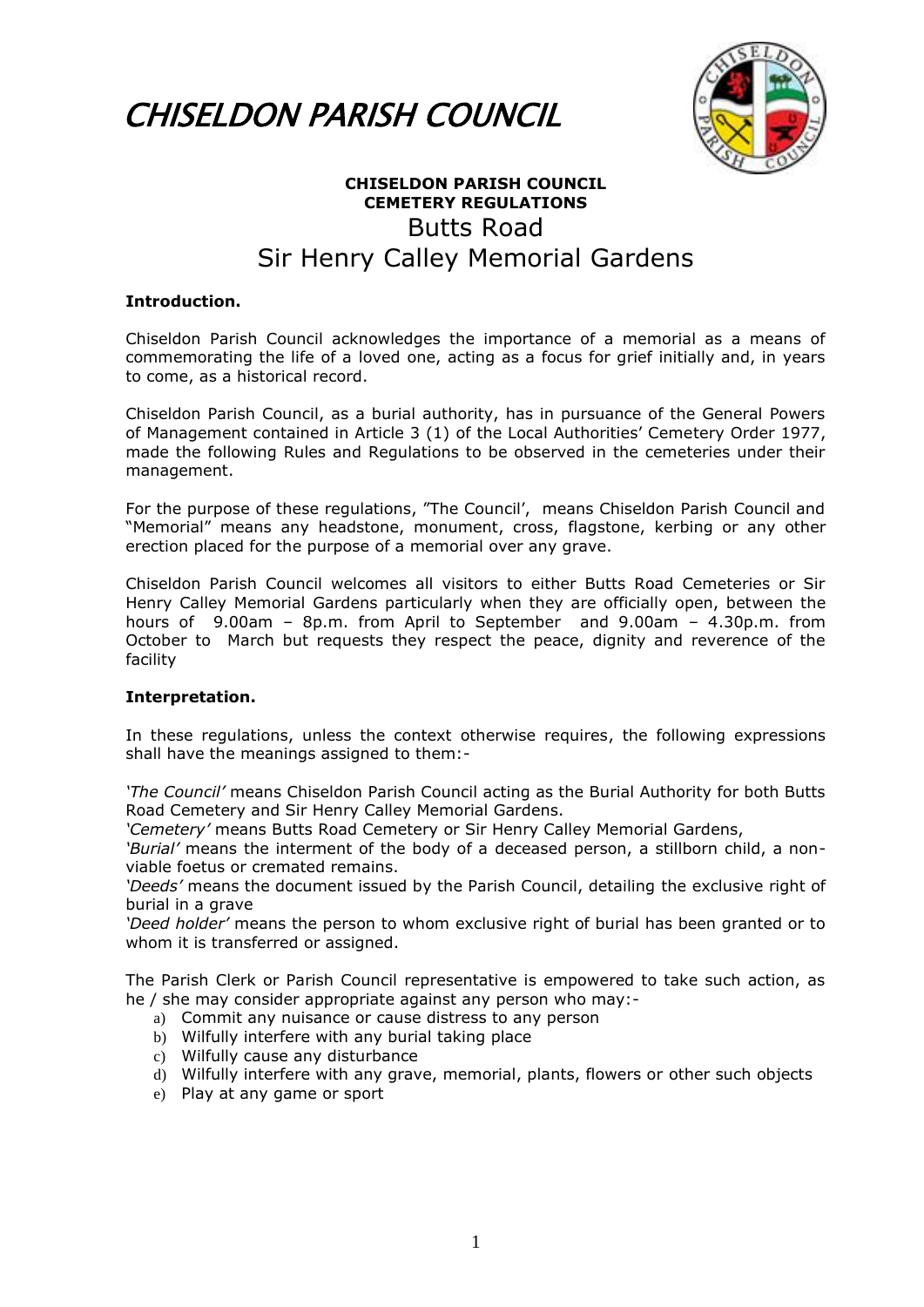# CHISELDON PARISH COUNCIL

**CHISELDON PARISH COUNCIL**
**CEMETERY REGULATIONS**

## Butts Road
## Sir Henry Calley Memorial Gardens

**Introduction.**

Chiseldon Parish Council acknowledges the importance of a memorial as a means of commemorating the life of a loved one, acting as a focus for grief initially and, in years to come, as a historical record.

Chiseldon Parish Council, as a burial authority, has in pursuance of the General Powers of Management contained in Article 3 (1) of the Local Authorities' Cemetery Order 1977, made the following Rules and Regulations to be observed in the cemeteries under their management.

For the purpose of these regulations, "The Council', means Chiseldon Parish Council and "Memorial" means any headstone, monument, cross, flagstone, kerbing or any other erection placed for the purpose of a memorial over any grave.

Chiseldon Parish Council welcomes all visitors to either Butts Road Cemeteries or Sir Henry Calley Memorial Gardens particularly when they are officially open, between the hours of 9.00am – 8p.m. from April to September and 9.00am – 4.30p.m. from October to March but requests they respect the peace, dignity and reverence of the facility

**Interpretation.**

In these regulations, unless the context otherwise requires, the following expressions shall have the meanings assigned to them:-

*'The Council'* means Chiseldon Parish Council acting as the Burial Authority for both Butts Road Cemetery and Sir Henry Calley Memorial Gardens.
*'Cemetery'* means Butts Road Cemetery or Sir Henry Calley Memorial Gardens,
*'Burial'* means the interment of the body of a deceased person, a stillborn child, a non-viable foetus or cremated remains.
*'Deeds'* means the document issued by the Parish Council, detailing the exclusive right of burial in a grave
*'Deed holder'* means the person to whom exclusive right of burial has been granted or to whom it is transferred or assigned.

The Parish Clerk or Parish Council representative is empowered to take such action, as he / she may consider appropriate against any person who may:-

a) Commit any nuisance or cause distress to any person
b) Wilfully interfere with any burial taking place
c) Wilfully cause any disturbance
d) Wilfully interfere with any grave, memorial, plants, flowers or other such objects
e) Play at any game or sport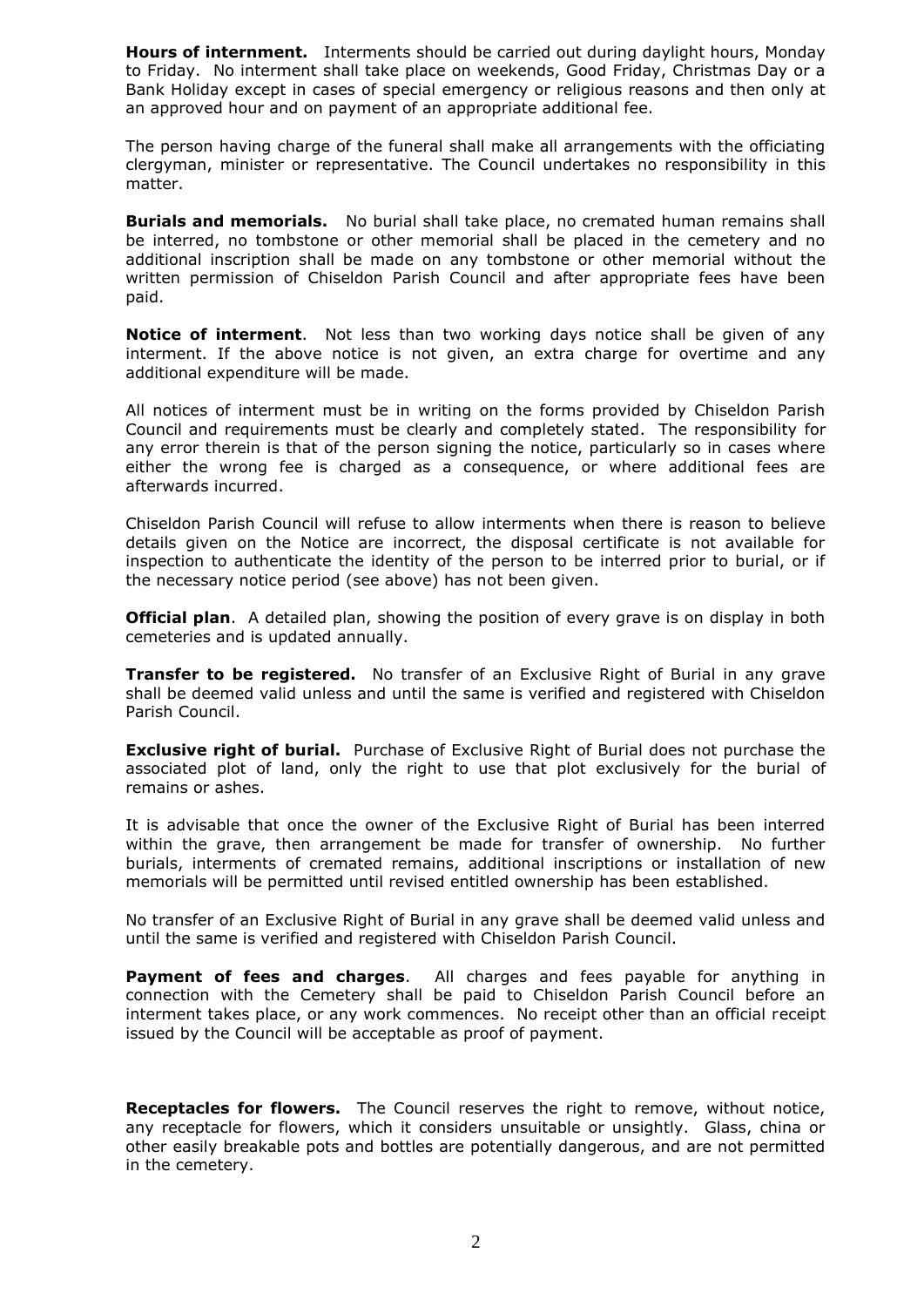**Hours of internment.** Interments should be carried out during daylight hours, Monday to Friday. No interment shall take place on weekends, Good Friday, Christmas Day or a Bank Holiday except in cases of special emergency or religious reasons and then only at an approved hour and on payment of an appropriate additional fee.

The person having charge of the funeral shall make all arrangements with the officiating clergyman, minister or representative. The Council undertakes no responsibility in this matter.

**Burials and memorials.** No burial shall take place, no cremated human remains shall be interred, no tombstone or other memorial shall be placed in the cemetery and no additional inscription shall be made on any tombstone or other memorial without the written permission of Chiseldon Parish Council and after appropriate fees have been paid.

**Notice of interment**. Not less than two working days notice shall be given of any interment. If the above notice is not given, an extra charge for overtime and any additional expenditure will be made.

All notices of interment must be in writing on the forms provided by Chiseldon Parish Council and requirements must be clearly and completely stated. The responsibility for any error therein is that of the person signing the notice, particularly so in cases where either the wrong fee is charged as a consequence, or where additional fees are afterwards incurred.

Chiseldon Parish Council will refuse to allow interments when there is reason to believe details given on the Notice are incorrect, the disposal certificate is not available for inspection to authenticate the identity of the person to be interred prior to burial, or if the necessary notice period (see above) has not been given.

**Official plan**. A detailed plan, showing the position of every grave is on display in both cemeteries and is updated annually.

**Transfer to be registered.** No transfer of an Exclusive Right of Burial in any grave shall be deemed valid unless and until the same is verified and registered with Chiseldon Parish Council.

**Exclusive right of burial.** Purchase of Exclusive Right of Burial does not purchase the associated plot of land, only the right to use that plot exclusively for the burial of remains or ashes.

It is advisable that once the owner of the Exclusive Right of Burial has been interred within the grave, then arrangement be made for transfer of ownership. No further burials, interments of cremated remains, additional inscriptions or installation of new memorials will be permitted until revised entitled ownership has been established.

No transfer of an Exclusive Right of Burial in any grave shall be deemed valid unless and until the same is verified and registered with Chiseldon Parish Council.

**Payment of fees and charges**. All charges and fees payable for anything in connection with the Cemetery shall be paid to Chiseldon Parish Council before an interment takes place, or any work commences. No receipt other than an official receipt issued by the Council will be acceptable as proof of payment.

**Receptacles for flowers.** The Council reserves the right to remove, without notice, any receptacle for flowers, which it considers unsuitable or unsightly. Glass, china or other easily breakable pots and bottles are potentially dangerous, and are not permitted in the cemetery.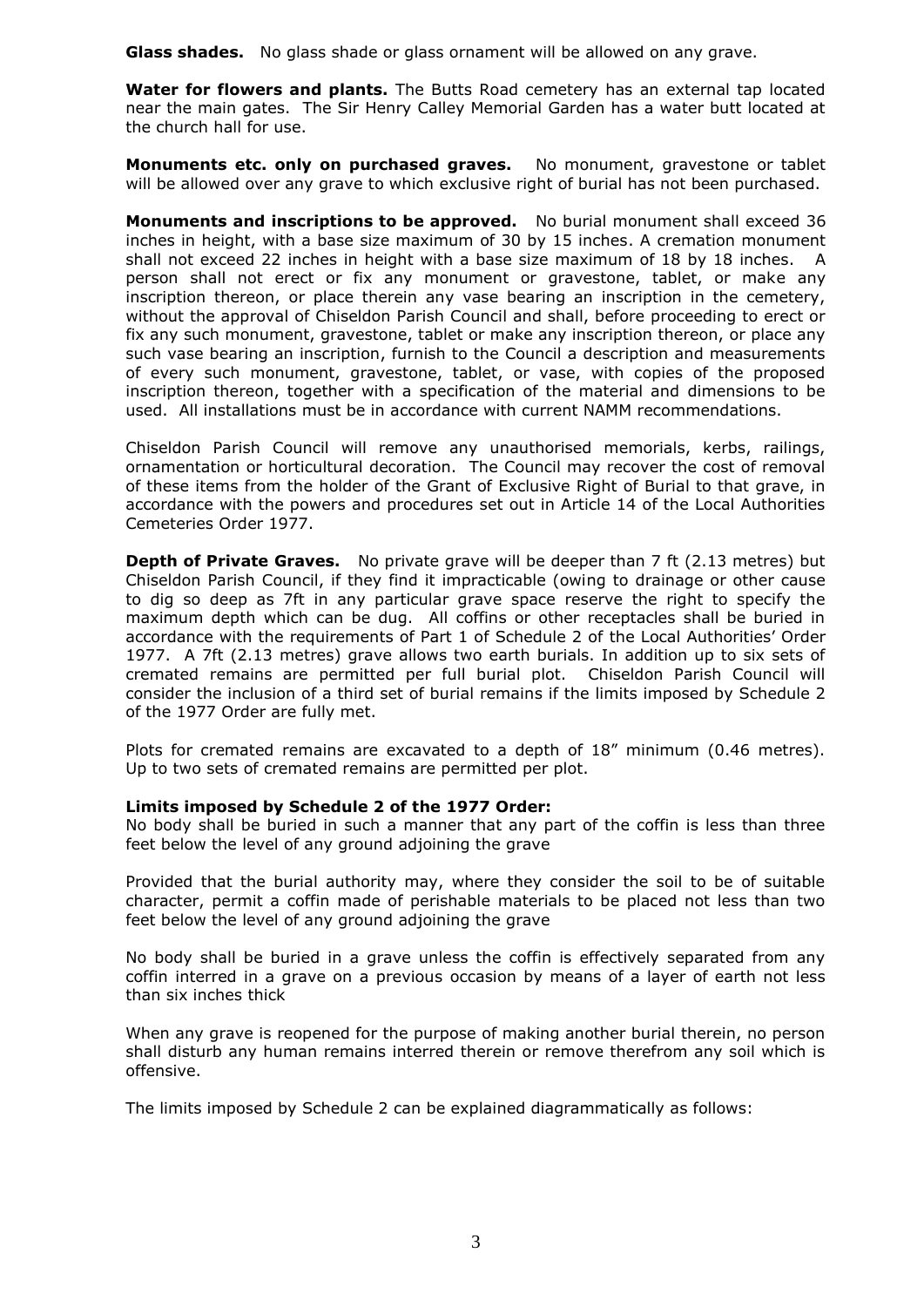**Glass shades.** No glass shade or glass ornament will be allowed on any grave.

**Water for flowers and plants.** The Butts Road cemetery has an external tap located near the main gates. The Sir Henry Calley Memorial Garden has a water butt located at the church hall for use.

**Monuments etc. only on purchased graves.** No monument, gravestone or tablet will be allowed over any grave to which exclusive right of burial has not been purchased.

**Monuments and inscriptions to be approved.** No burial monument shall exceed 36 inches in height, with a base size maximum of 30 by 15 inches. A cremation monument shall not exceed 22 inches in height with a base size maximum of 18 by 18 inches. A person shall not erect or fix any monument or gravestone, tablet, or make any inscription thereon, or place therein any vase bearing an inscription in the cemetery, without the approval of Chiseldon Parish Council and shall, before proceeding to erect or fix any such monument, gravestone, tablet or make any inscription thereon, or place any such vase bearing an inscription, furnish to the Council a description and measurements of every such monument, gravestone, tablet, or vase, with copies of the proposed inscription thereon, together with a specification of the material and dimensions to be used. All installations must be in accordance with current NAMM recommendations.

Chiseldon Parish Council will remove any unauthorised memorials, kerbs, railings, ornamentation or horticultural decoration. The Council may recover the cost of removal of these items from the holder of the Grant of Exclusive Right of Burial to that grave, in accordance with the powers and procedures set out in Article 14 of the Local Authorities Cemeteries Order 1977.

**Depth of Private Graves.** No private grave will be deeper than 7 ft (2.13 metres) but Chiseldon Parish Council, if they find it impracticable (owing to drainage or other cause to dig so deep as 7ft in any particular grave space reserve the right to specify the maximum depth which can be dug. All coffins or other receptacles shall be buried in accordance with the requirements of Part 1 of Schedule 2 of the Local Authorities' Order 1977. A 7ft (2.13 metres) grave allows two earth burials. In addition up to six sets of cremated remains are permitted per full burial plot. Chiseldon Parish Council will consider the inclusion of a third set of burial remains if the limits imposed by Schedule 2 of the 1977 Order are fully met.

Plots for cremated remains are excavated to a depth of 18" minimum (0.46 metres). Up to two sets of cremated remains are permitted per plot.

**Limits imposed by Schedule 2 of the 1977 Order:**

No body shall be buried in such a manner that any part of the coffin is less than three feet below the level of any ground adjoining the grave

Provided that the burial authority may, where they consider the soil to be of suitable character, permit a coffin made of perishable materials to be placed not less than two feet below the level of any ground adjoining the grave

No body shall be buried in a grave unless the coffin is effectively separated from any coffin interred in a grave on a previous occasion by means of a layer of earth not less than six inches thick

When any grave is reopened for the purpose of making another burial therein, no person shall disturb any human remains interred therein or remove therefrom any soil which is offensive.

The limits imposed by Schedule 2 can be explained diagrammatically as follows: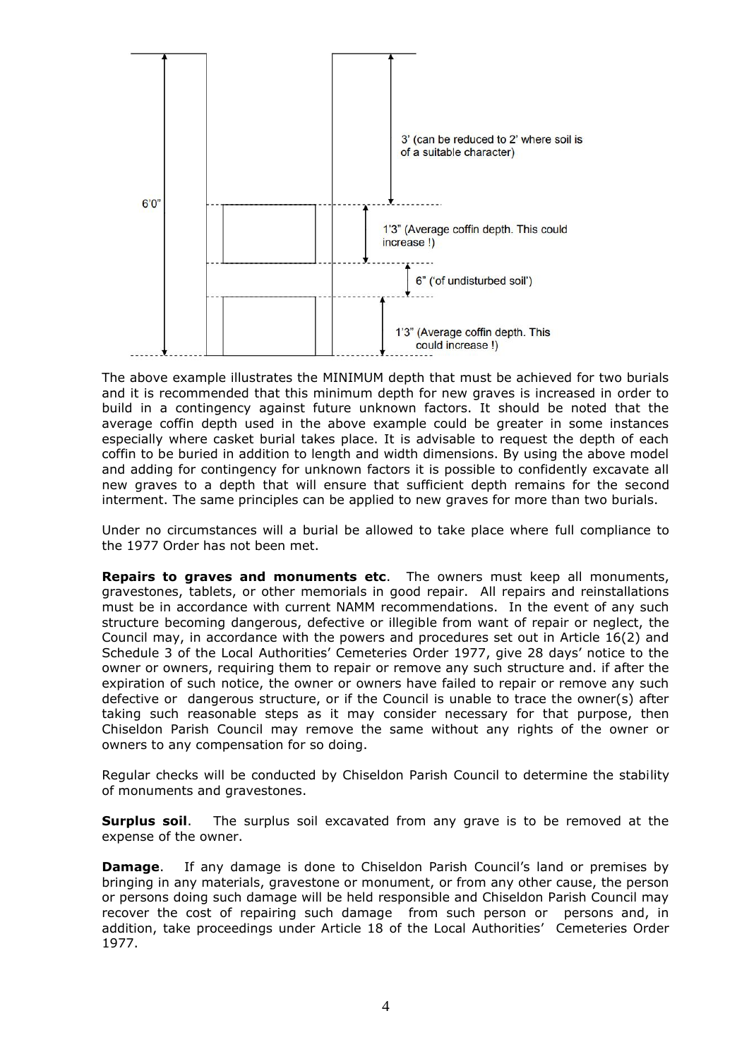6'0"

3' (can be reduced to 2' where soil is of a suitable character)

1'3" (Average coffin depth. This could increase !)

6" ('of undisturbed soil')

1'3" (Average coffin depth. This could increase !)

The above example illustrates the MINIMUM depth that must be achieved for two burials and it is recommended that this minimum depth for new graves is increased in order to build in a contingency against future unknown factors. It should be noted that the average coffin depth used in the above example could be greater in some instances especially where casket burial takes place. It is advisable to request the depth of each coffin to be buried in addition to length and width dimensions. By using the above model and adding for contingency for unknown factors it is possible to confidently excavate all new graves to a depth that will ensure that sufficient depth remains for the second interment. The same principles can be applied to new graves for more than two burials.

Under no circumstances will a burial be allowed to take place where full compliance to the 1977 Order has not been met.

**Repairs to graves and monuments etc**. The owners must keep all monuments, gravestones, tablets, or other memorials in good repair. All repairs and reinstallations must be in accordance with current NAMM recommendations. In the event of any such structure becoming dangerous, defective or illegible from want of repair or neglect, the Council may, in accordance with the powers and procedures set out in Article 16(2) and Schedule 3 of the Local Authorities' Cemeteries Order 1977, give 28 days' notice to the owner or owners, requiring them to repair or remove any such structure and. if after the expiration of such notice, the owner or owners have failed to repair or remove any such defective or dangerous structure, or if the Council is unable to trace the owner(s) after taking such reasonable steps as it may consider necessary for that purpose, then Chiseldon Parish Council may remove the same without any rights of the owner or owners to any compensation for so doing.

Regular checks will be conducted by Chiseldon Parish Council to determine the stability of monuments and gravestones.

**Surplus soil**. The surplus soil excavated from any grave is to be removed at the expense of the owner.

**Damage**. If any damage is done to Chiseldon Parish Council's land or premises by bringing in any materials, gravestone or monument, or from any other cause, the person or persons doing such damage will be held responsible and Chiseldon Parish Council may recover the cost of repairing such damage from such person or persons and, in addition, take proceedings under Article 18 of the Local Authorities' Cemeteries Order 1977.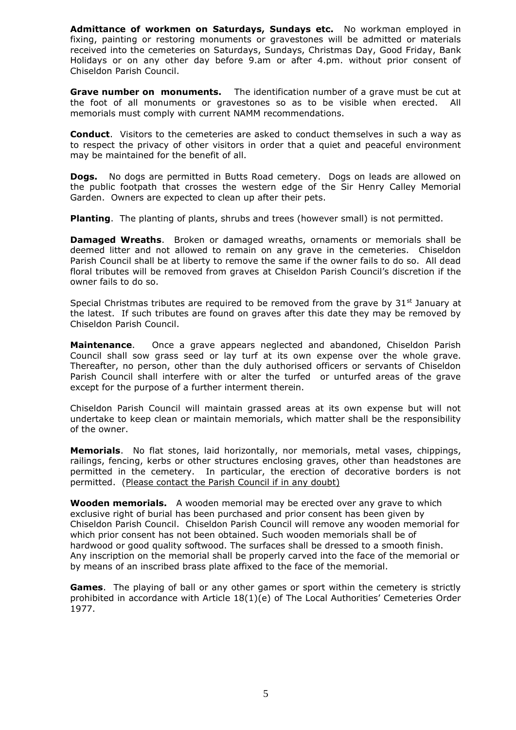**Admittance of workmen on Saturdays, Sundays etc.** No workman employed in fixing, painting or restoring monuments or gravestones will be admitted or materials received into the cemeteries on Saturdays, Sundays, Christmas Day, Good Friday, Bank Holidays or on any other day before 9.am or after 4.pm. without prior consent of Chiseldon Parish Council.

**Grave number on monuments.** The identification number of a grave must be cut at the foot of all monuments or gravestones so as to be visible when erected. All memorials must comply with current NAMM recommendations.

**Conduct**. Visitors to the cemeteries are asked to conduct themselves in such a way as to respect the privacy of other visitors in order that a quiet and peaceful environment may be maintained for the benefit of all.

**Dogs.** No dogs are permitted in Butts Road cemetery. Dogs on leads are allowed on the public footpath that crosses the western edge of the Sir Henry Calley Memorial Garden. Owners are expected to clean up after their pets.

**Planting**. The planting of plants, shrubs and trees (however small) is not permitted.

**Damaged Wreaths**. Broken or damaged wreaths, ornaments or memorials shall be deemed litter and not allowed to remain on any grave in the cemeteries. Chiseldon Parish Council shall be at liberty to remove the same if the owner fails to do so. All dead floral tributes will be removed from graves at Chiseldon Parish Council's discretion if the owner fails to do so.

Special Christmas tributes are required to be removed from the grave by 31st January at the latest. If such tributes are found on graves after this date they may be removed by Chiseldon Parish Council.

**Maintenance**. Once a grave appears neglected and abandoned, Chiseldon Parish Council shall sow grass seed or lay turf at its own expense over the whole grave. Thereafter, no person, other than the duly authorised officers or servants of Chiseldon Parish Council shall interfere with or alter the turfed or unturfed areas of the grave except for the purpose of a further interment therein.

Chiseldon Parish Council will maintain grassed areas at its own expense but will not undertake to keep clean or maintain memorials, which matter shall be the responsibility of the owner.

**Memorials**. No flat stones, laid horizontally, nor memorials, metal vases, chippings, railings, fencing, kerbs or other structures enclosing graves, other than headstones are permitted in the cemetery. In particular, the erection of decorative borders is not permitted. (Please contact the Parish Council if in any doubt)

**Wooden memorials.** A wooden memorial may be erected over any grave to which exclusive right of burial has been purchased and prior consent has been given by Chiseldon Parish Council. Chiseldon Parish Council will remove any wooden memorial for which prior consent has not been obtained. Such wooden memorials shall be of hardwood or good quality softwood. The surfaces shall be dressed to a smooth finish. Any inscription on the memorial shall be properly carved into the face of the memorial or by means of an inscribed brass plate affixed to the face of the memorial.

**Games**. The playing of ball or any other games or sport within the cemetery is strictly prohibited in accordance with Article 18(1)(e) of The Local Authorities' Cemeteries Order 1977.